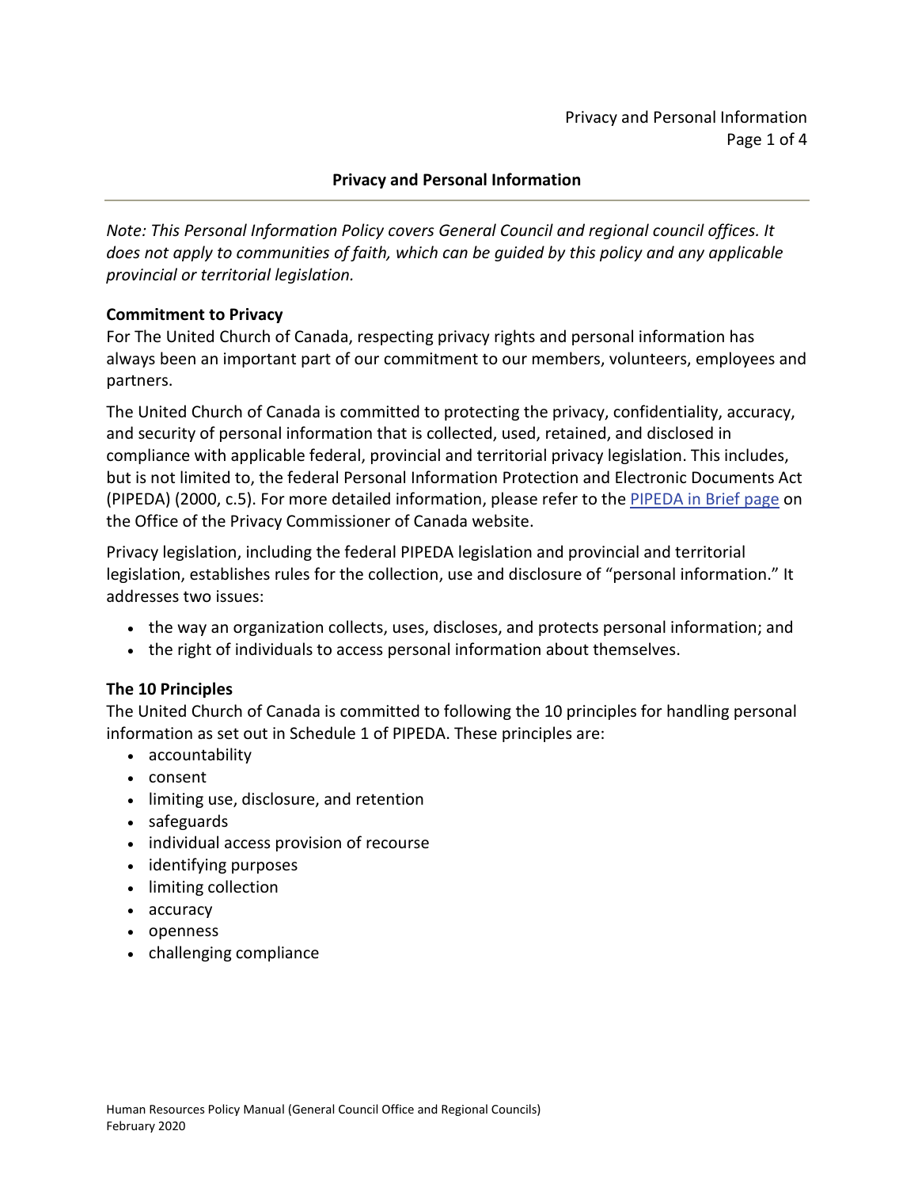# Privacy and Personal Information

*Note: This Personal Information Policy covers General Council and regional council offices. It does not apply to communities of faith, which can be guided by this policy and any applicable provincial or territorial legislation.*

## Commitment to Privacy

For The United Church of Canada, respecting privacy rights and personal information has always been an important part of our commitment to our members, volunteers, employees and partners.

The United Church of Canada is committed to protecting the privacy, confidentiality, accuracy, and security of personal information that is collected, used, retained, and disclosed in compliance with applicable federal, provincial and territorial privacy legislation. This includes, but is not limited to, the federal Personal Information Protection and Electronic Documents Act (PIPEDA) (2000, c.5). For more detailed information, please refer to the PIPEDA in Brief page on the Office of the Privacy Commissioner of Canada website.

Privacy legislation, including the federal PIPEDA legislation and provincial and territorial legislation, establishes rules for the collection, use and disclosure of "personal information." It addresses two issues:

- the way an organization collects, uses, discloses, and protects personal information; and
- the right of individuals to access personal information about themselves.

## The 10 Principles

The United Church of Canada is committed to following the 10 principles for handling personal information as set out in Schedule 1 of PIPEDA. These principles are:

- accountability
- consent
- limiting use, disclosure, and retention
- safeguards
- individual access provision of recourse
- identifying purposes
- limiting collection
- accuracy
- openness
- challenging compliance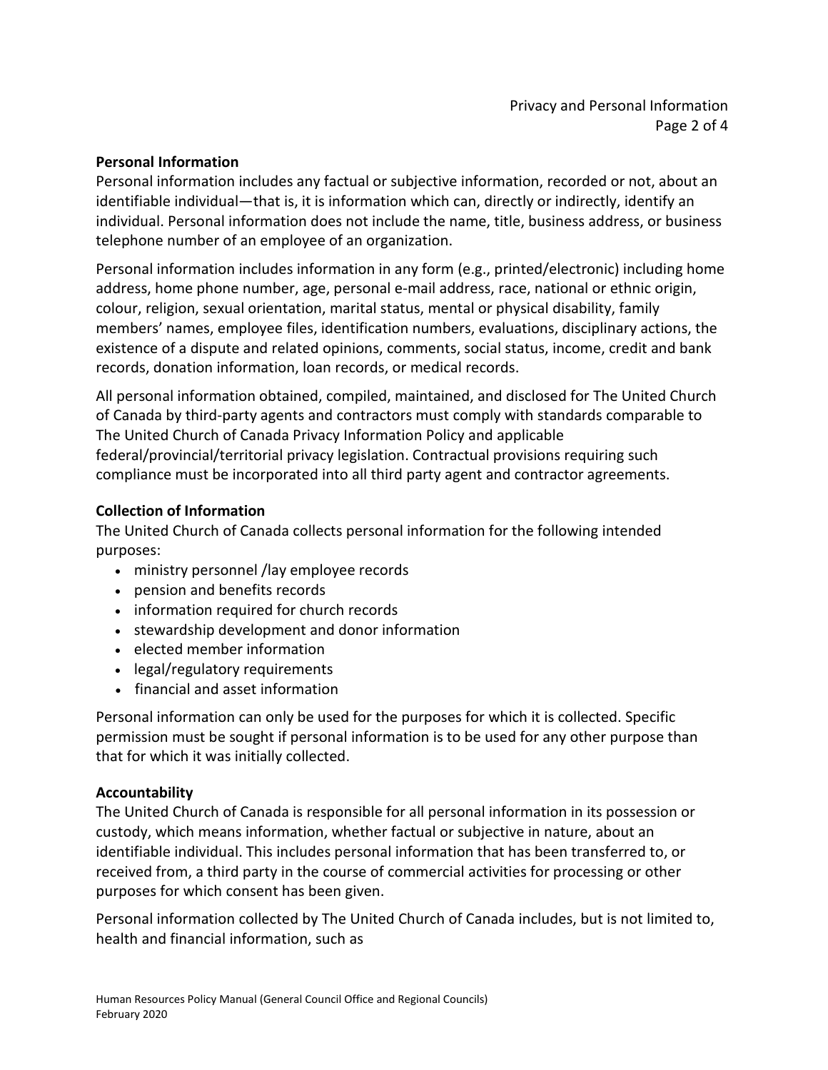**Personal Information**

Personal information includes any factual or subjective information, recorded or not, about an identifiable individual—that is, it is information which can, directly or indirectly, identify an individual. Personal information does not include the name, title, business address, or business telephone number of an employee of an organization.

Personal information includes information in any form (e.g., printed/electronic) including home address, home phone number, age, personal e-mail address, race, national or ethnic origin, colour, religion, sexual orientation, marital status, mental or physical disability, family members' names, employee files, identification numbers, evaluations, disciplinary actions, the existence of a dispute and related opinions, comments, social status, income, credit and bank records, donation information, loan records, or medical records.

All personal information obtained, compiled, maintained, and disclosed for The United Church of Canada by third-party agents and contractors must comply with standards comparable to The United Church of Canada Privacy Information Policy and applicable federal/provincial/territorial privacy legislation. Contractual provisions requiring such compliance must be incorporated into all third party agent and contractor agreements.

**Collection of Information**

The United Church of Canada collects personal information for the following intended purposes:

- ministry personnel /lay employee records
- pension and benefits records
- information required for church records
- stewardship development and donor information
- elected member information
- legal/regulatory requirements
- financial and asset information

Personal information can only be used for the purposes for which it is collected. Specific permission must be sought if personal information is to be used for any other purpose than that for which it was initially collected.

**Accountability**

The United Church of Canada is responsible for all personal information in its possession or custody, which means information, whether factual or subjective in nature, about an identifiable individual. This includes personal information that has been transferred to, or received from, a third party in the course of commercial activities for processing or other purposes for which consent has been given.

Personal information collected by The United Church of Canada includes, but is not limited to, health and financial information, such as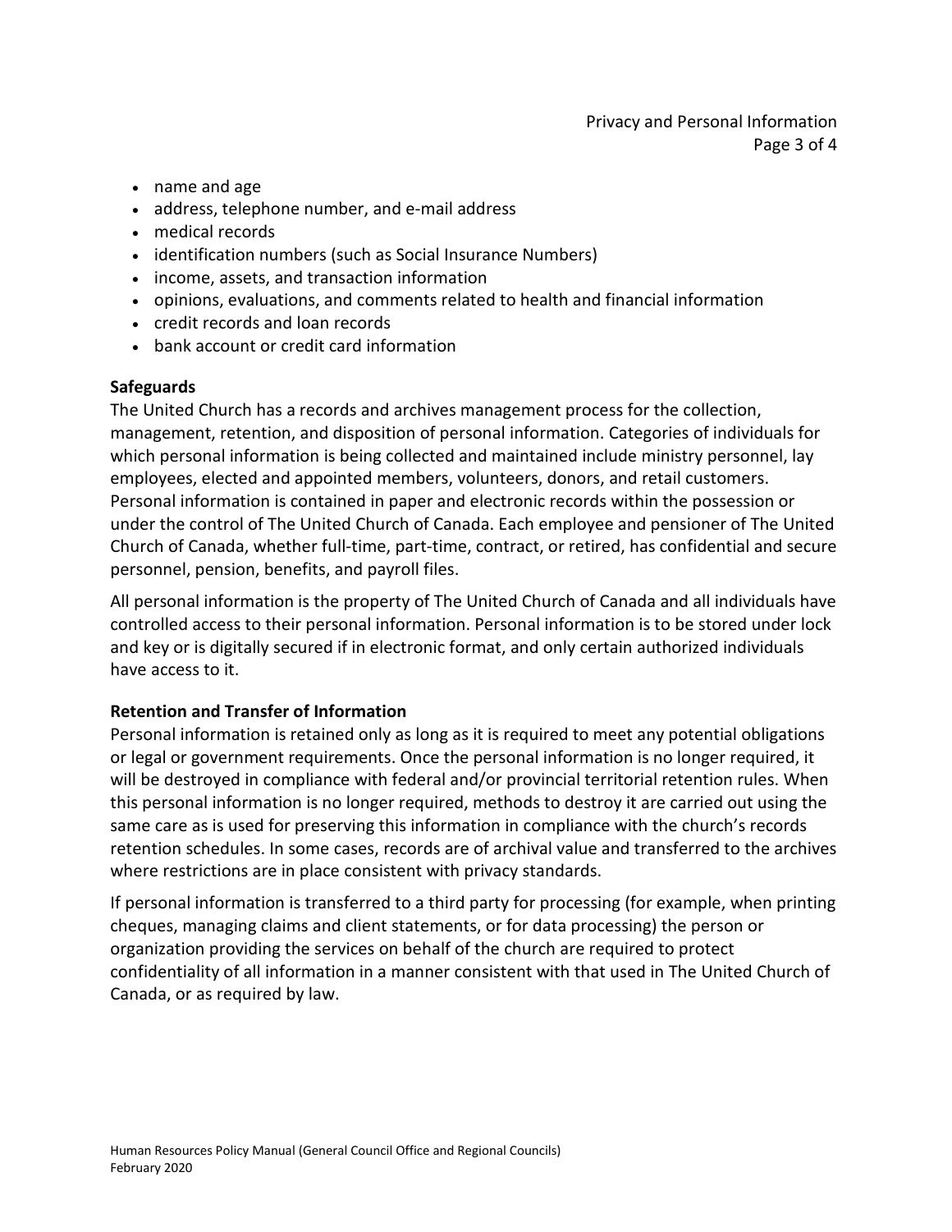- name and age
- address, telephone number, and e-mail address
- medical records
- identification numbers (such as Social Insurance Numbers)
- income, assets, and transaction information
- opinions, evaluations, and comments related to health and financial information
- credit records and loan records
- bank account or credit card information

**Safeguards**

The United Church has a records and archives management process for the collection, management, retention, and disposition of personal information. Categories of individuals for which personal information is being collected and maintained include ministry personnel, lay employees, elected and appointed members, volunteers, donors, and retail customers. Personal information is contained in paper and electronic records within the possession or under the control of The United Church of Canada. Each employee and pensioner of The United Church of Canada, whether full-time, part-time, contract, or retired, has confidential and secure personnel, pension, benefits, and payroll files.

All personal information is the property of The United Church of Canada and all individuals have controlled access to their personal information. Personal information is to be stored under lock and key or is digitally secured if in electronic format, and only certain authorized individuals have access to it.

**Retention and Transfer of Information**

Personal information is retained only as long as it is required to meet any potential obligations or legal or government requirements. Once the personal information is no longer required, it will be destroyed in compliance with federal and/or provincial territorial retention rules. When this personal information is no longer required, methods to destroy it are carried out using the same care as is used for preserving this information in compliance with the church's records retention schedules. In some cases, records are of archival value and transferred to the archives where restrictions are in place consistent with privacy standards.

If personal information is transferred to a third party for processing (for example, when printing cheques, managing claims and client statements, or for data processing) the person or organization providing the services on behalf of the church are required to protect confidentiality of all information in a manner consistent with that used in The United Church of Canada, or as required by law.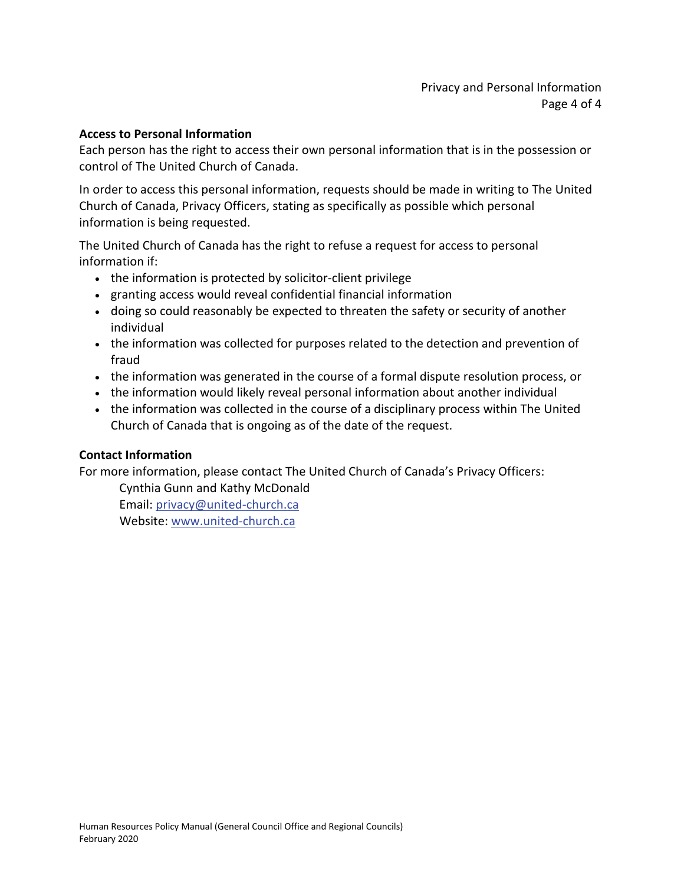### Access to Personal Information

Each person has the right to access their own personal information that is in the possession or control of The United Church of Canada.

In order to access this personal information, requests should be made in writing to The United Church of Canada, Privacy Officers, stating as specifically as possible which personal information is being requested.

The United Church of Canada has the right to refuse a request for access to personal information if:

- the information is protected by solicitor-client privilege
- granting access would reveal confidential financial information
- doing so could reasonably be expected to threaten the safety or security of another individual
- the information was collected for purposes related to the detection and prevention of fraud
- the information was generated in the course of a formal dispute resolution process, or
- the information would likely reveal personal information about another individual
- the information was collected in the course of a disciplinary process within The United Church of Canada that is ongoing as of the date of the request.

### Contact Information

For more information, please contact The United Church of Canada's Privacy Officers:

Cynthia Gunn and Kathy McDonald
Email: privacy@united-church.ca
Website: www.united-church.ca